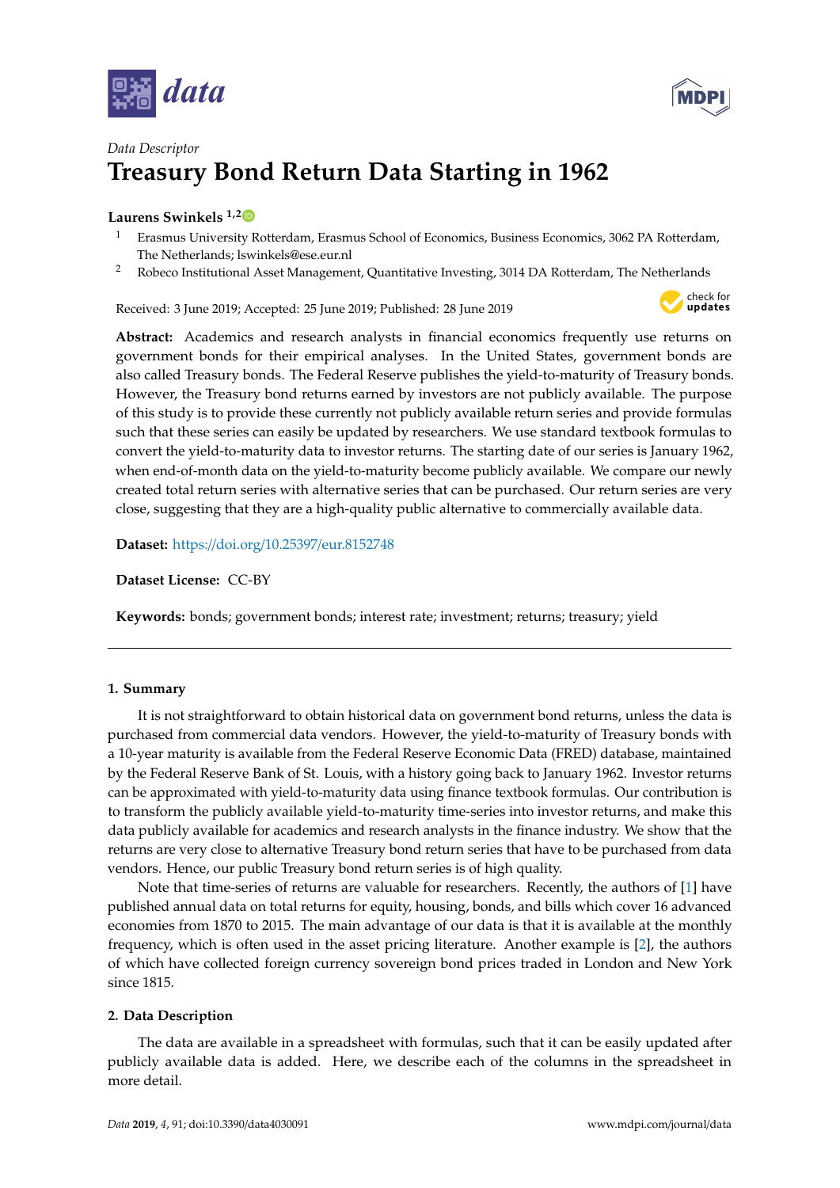*Data Descriptor*

# Treasury Bond Return Data Starting in 1962

**Laurens Swinkels** [1,2]

[1] Erasmus University Rotterdam, Erasmus School of Economics, Business Economics, 3062 PA Rotterdam, The Netherlands; lswinkels@ese.eur.nl

[2] Robeco Institutional Asset Management, Quantitative Investing, 3014 DA Rotterdam, The Netherlands

Received: 3 June 2019; Accepted: 25 June 2019; Published: 28 June 2019

**Abstract:** Academics and research analysts in financial economics frequently use returns on government bonds for their empirical analyses. In the United States, government bonds are also called Treasury bonds. The Federal Reserve publishes the yield-to-maturity of Treasury bonds. However, the Treasury bond returns earned by investors are not publicly available. The purpose of this study is to provide these currently not publicly available return series and provide formulas such that these series can easily be updated by researchers. We use standard textbook formulas to convert the yield-to-maturity data to investor returns. The starting date of our series is January 1962, when end-of-month data on the yield-to-maturity become publicly available. We compare our newly created total return series with alternative series that can be purchased. Our return series are very close, suggesting that they are a high-quality public alternative to commercially available data.

**Dataset:** https://doi.org/10.25397/eur.8152748

**Dataset License:** CC-BY

**Keywords:** bonds; government bonds; interest rate; investment; returns; treasury; yield

## 1. Summary

It is not straightforward to obtain historical data on government bond returns, unless the data is purchased from commercial data vendors. However, the yield-to-maturity of Treasury bonds with a 10-year maturity is available from the Federal Reserve Economic Data (FRED) database, maintained by the Federal Reserve Bank of St. Louis, with a history going back to January 1962. Investor returns can be approximated with yield-to-maturity data using finance textbook formulas. Our contribution is to transform the publicly available yield-to-maturity time-series into investor returns, and make this data publicly available for academics and research analysts in the finance industry. We show that the returns are very close to alternative Treasury bond return series that have to be purchased from data vendors. Hence, our public Treasury bond return series is of high quality.

Note that time-series of returns are valuable for researchers. Recently, the authors of [1] have published annual data on total returns for equity, housing, bonds, and bills which cover 16 advanced economies from 1870 to 2015. The main advantage of our data is that it is available at the monthly frequency, which is often used in the asset pricing literature. Another example is [2], the authors of which have collected foreign currency sovereign bond prices traded in London and New York since 1815.

## 2. Data Description

The data are available in a spreadsheet with formulas, such that it can be easily updated after publicly available data is added. Here, we describe each of the columns in the spreadsheet in more detail.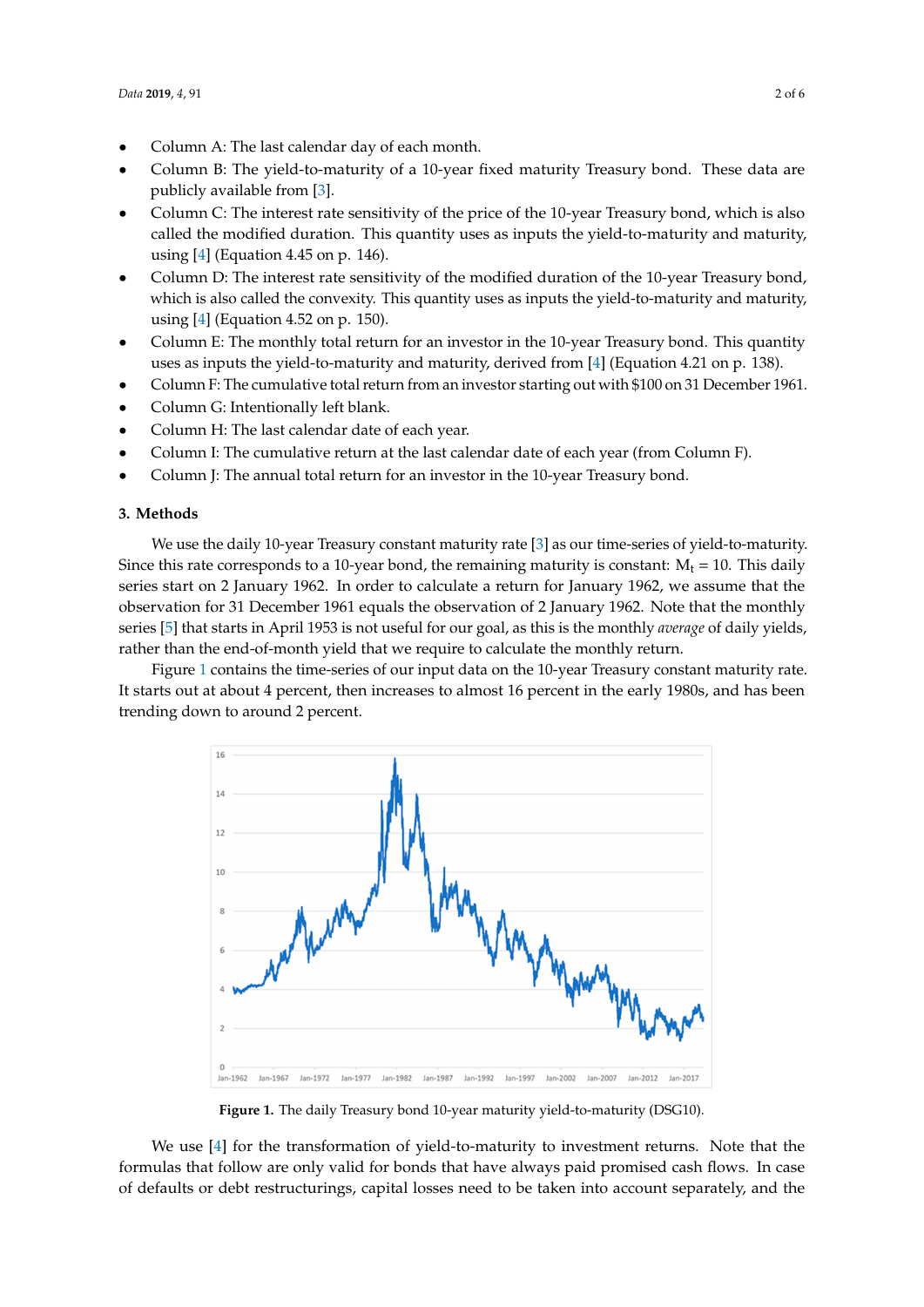- Column A: The last calendar day of each month.
- Column B: The yield-to-maturity of a 10-year fixed maturity Treasury bond. These data are publicly available from [3].
- Column C: The interest rate sensitivity of the price of the 10-year Treasury bond, which is also called the modified duration. This quantity uses as inputs the yield-to-maturity and maturity, using [4] (Equation 4.45 on p. 146).
- Column D: The interest rate sensitivity of the modified duration of the 10-year Treasury bond, which is also called the convexity. This quantity uses as inputs the yield-to-maturity and maturity, using [4] (Equation 4.52 on p. 150).
- Column E: The monthly total return for an investor in the 10-year Treasury bond. This quantity uses as inputs the yield-to-maturity and maturity, derived from [4] (Equation 4.21 on p. 138).
- Column F: The cumulative total return from an investor starting out with $100 on 31 December 1961.
- Column G: Intentionally left blank.
- Column H: The last calendar date of each year.
- Column I: The cumulative return at the last calendar date of each year (from Column F).
- Column J: The annual total return for an investor in the 10-year Treasury bond.

## 3. Methods

We use the daily 10-year Treasury constant maturity rate [3] as our time-series of yield-to-maturity. Since this rate corresponds to a 10-year bond, the remaining maturity is constant: $M_t = 10$. This daily series start on 2 January 1962. In order to calculate a return for January 1962, we assume that the observation for 31 December 1961 equals the observation of 2 January 1962. Note that the monthly series [5] that starts in April 1953 is not useful for our goal, as this is the monthly *average* of daily yields, rather than the end-of-month yield that we require to calculate the monthly return.

Figure 1 contains the time-series of our input data on the 10-year Treasury constant maturity rate. It starts out at about 4 percent, then increases to almost 16 percent in the early 1980s, and has been trending down to around 2 percent.

**Figure 1.** The daily Treasury bond 10-year maturity yield-to-maturity (DSG10).

We use [4] for the transformation of yield-to-maturity to investment returns. Note that the formulas that follow are only valid for bonds that have always paid promised cash flows. In case of defaults or debt restructurings, capital losses need to be taken into account separately, and the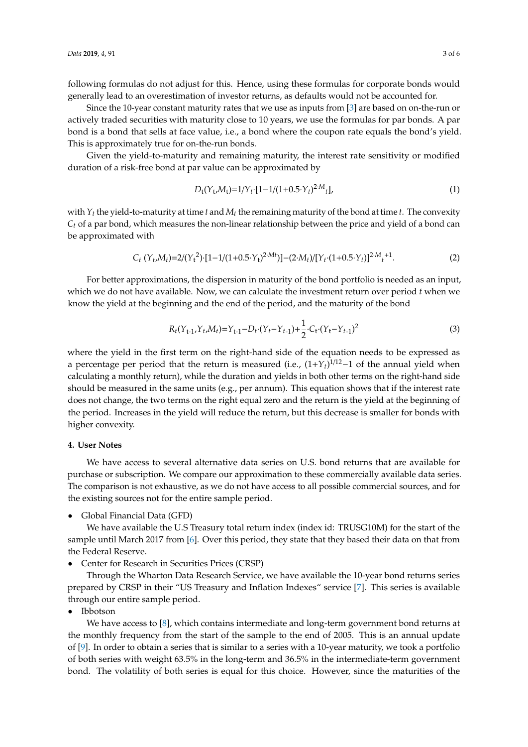following formulas do not adjust for this. Hence, using these formulas for corporate bonds would generally lead to an overestimation of investor returns, as defaults would not be accounted for.

Since the 10-year constant maturity rates that we use as inputs from [3] are based on on-the-run or actively traded securities with maturity close to 10 years, we use the formulas for par bonds. A par bond is a bond that sells at face value, i.e., a bond where the coupon rate equals the bond's yield. This is approximately true for on-the-run bonds.

Given the yield-to-maturity and remaining maturity, the interest rate sensitivity or modified duration of a risk-free bond at par value can be approximated by

$$D_t(Y_t,M_t)=1/Y_t\cdot[1-1/(1+0.5\cdot Y_t)^{2\cdot M_t}], \quad (1)$$

with $Y_t$ the yield-to-maturity at time $t$ and $M_t$ the remaining maturity of the bond at time $t$. The convexity $C_t$ of a par bond, which measures the non-linear relationship between the price and yield of a bond can be approximated with

$$C_t\,(Y_t,M_t)=2/(Y_t^2)\cdot[1-1/(1+0.5\cdot Y_t)^{2\cdot Mt})]-(2\cdot M_t)/[Y_t\cdot(1+0.5\cdot Y_t)]^{2\cdot M_t+1}. \quad (2)$$

For better approximations, the dispersion in maturity of the bond portfolio is needed as an input, which we do not have available. Now, we can calculate the investment return over period $t$ when we know the yield at the beginning and the end of the period, and the maturity of the bond

$$R_t(Y_{t-1},Y_t,M_t)=Y_{t-1}-D_t\cdot(Y_t-Y_{t-1})+\frac{1}{2}\cdot C_t\cdot(Y_t-Y_{t-1})^2 \quad (3)$$

where the yield in the first term on the right-hand side of the equation needs to be expressed as a percentage per period that the return is measured (i.e., $(1+Y_t)^{1/12}-1$ of the annual yield when calculating a monthly return), while the duration and yields in both other terms on the right-hand side should be measured in the same units (e.g., per annum). This equation shows that if the interest rate does not change, the two terms on the right equal zero and the return is the yield at the beginning of the period. Increases in the yield will reduce the return, but this decrease is smaller for bonds with higher convexity.

## 4. User Notes

We have access to several alternative data series on U.S. bond returns that are available for purchase or subscription. We compare our approximation to these commercially available data series. The comparison is not exhaustive, as we do not have access to all possible commercial sources, and for the existing sources not for the entire sample period.

- Global Financial Data (GFD)

  We have available the U.S Treasury total return index (index id: TRUSG10M) for the start of the sample until March 2017 from [6]. Over this period, they state that they based their data on that from the Federal Reserve.

- Center for Research in Securities Prices (CRSP)

  Through the Wharton Data Research Service, we have available the 10-year bond returns series prepared by CRSP in their "US Treasury and Inflation Indexes" service [7]. This series is available through our entire sample period.

- Ibbotson

  We have access to [8], which contains intermediate and long-term government bond returns at the monthly frequency from the start of the sample to the end of 2005. This is an annual update of [9]. In order to obtain a series that is similar to a series with a 10-year maturity, we took a portfolio of both series with weight 63.5% in the long-term and 36.5% in the intermediate-term government bond. The volatility of both series is equal for this choice. However, since the maturities of the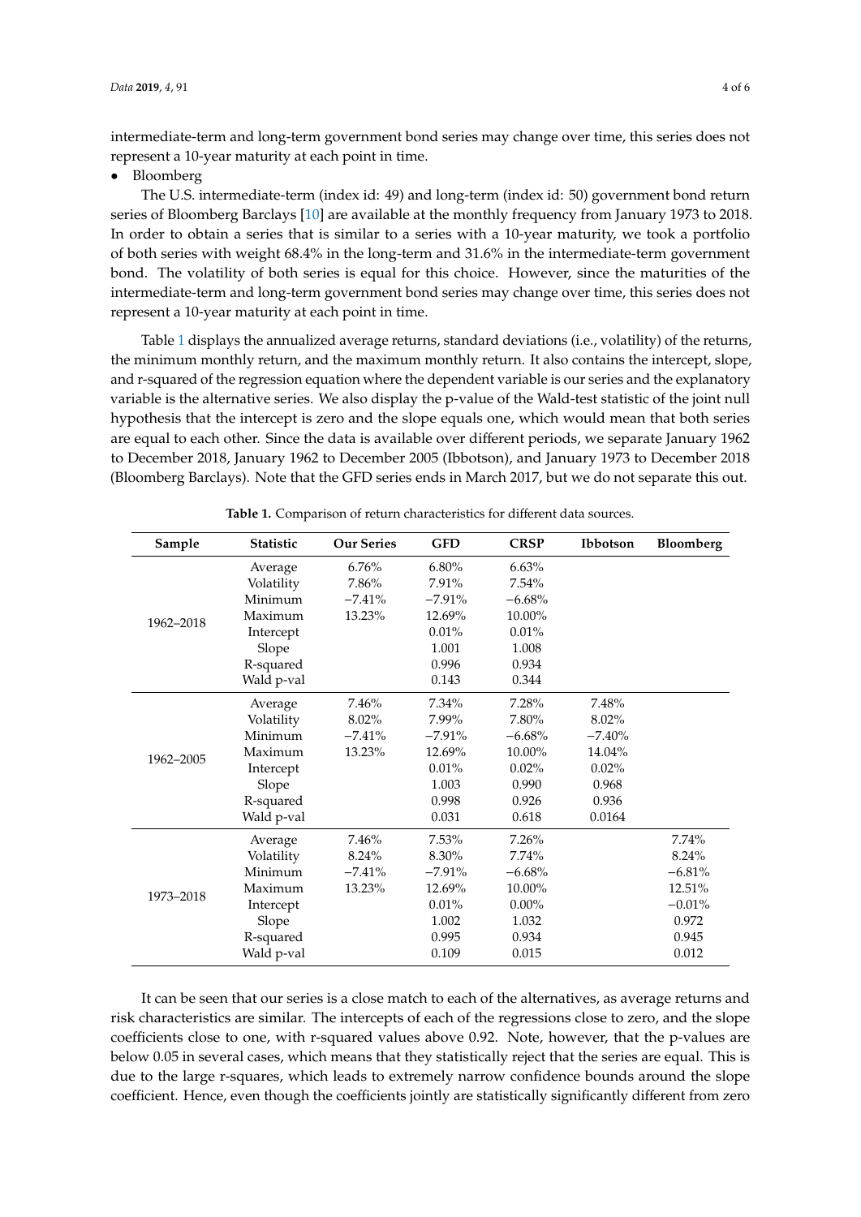intermediate-term and long-term government bond series may change over time, this series does not represent a 10-year maturity at each point in time.

- Bloomberg

The U.S. intermediate-term (index id: 49) and long-term (index id: 50) government bond return series of Bloomberg Barclays [10] are available at the monthly frequency from January 1973 to 2018. In order to obtain a series that is similar to a series with a 10-year maturity, we took a portfolio of both series with weight 68.4% in the long-term and 31.6% in the intermediate-term government bond. The volatility of both series is equal for this choice. However, since the maturities of the intermediate-term and long-term government bond series may change over time, this series does not represent a 10-year maturity at each point in time.

Table 1 displays the annualized average returns, standard deviations (i.e., volatility) of the returns, the minimum monthly return, and the maximum monthly return. It also contains the intercept, slope, and r-squared of the regression equation where the dependent variable is our series and the explanatory variable is the alternative series. We also display the p-value of the Wald-test statistic of the joint null hypothesis that the intercept is zero and the slope equals one, which would mean that both series are equal to each other. Since the data is available over different periods, we separate January 1962 to December 2018, January 1962 to December 2005 (Ibbotson), and January 1973 to December 2018 (Bloomberg Barclays). Note that the GFD series ends in March 2017, but we do not separate this out.

**Table 1.** Comparison of return characteristics for different data sources.

| Sample | Statistic | Our Series | GFD | CRSP | Ibbotson | Bloomberg |
|---|---|---|---|---|---|---|
| 1962–2018 | Average | 6.76% | 6.80% | 6.63% | | |
| | Volatility | 7.86% | 7.91% | 7.54% | | |
| | Minimum | −7.41% | −7.91% | −6.68% | | |
| | Maximum | 13.23% | 12.69% | 10.00% | | |
| | Intercept | | 0.01% | 0.01% | | |
| | Slope | | 1.001 | 1.008 | | |
| | R-squared | | 0.996 | 0.934 | | |
| | Wald p-val | | 0.143 | 0.344 | | |
| 1962–2005 | Average | 7.46% | 7.34% | 7.28% | 7.48% | |
| | Volatility | 8.02% | 7.99% | 7.80% | 8.02% | |
| | Minimum | −7.41% | −7.91% | −6.68% | −7.40% | |
| | Maximum | 13.23% | 12.69% | 10.00% | 14.04% | |
| | Intercept | | 0.01% | 0.02% | 0.02% | |
| | Slope | | 1.003 | 0.990 | 0.968 | |
| | R-squared | | 0.998 | 0.926 | 0.936 | |
| | Wald p-val | | 0.031 | 0.618 | 0.0164 | |
| 1973–2018 | Average | 7.46% | 7.53% | 7.26% | | 7.74% |
| | Volatility | 8.24% | 8.30% | 7.74% | | 8.24% |
| | Minimum | −7.41% | −7.91% | −6.68% | | −6.81% |
| | Maximum | 13.23% | 12.69% | 10.00% | | 12.51% |
| | Intercept | | 0.01% | 0.00% | | −0.01% |
| | Slope | | 1.002 | 1.032 | | 0.972 |
| | R-squared | | 0.995 | 0.934 | | 0.945 |
| | Wald p-val | | 0.109 | 0.015 | | 0.012 |

It can be seen that our series is a close match to each of the alternatives, as average returns and risk characteristics are similar. The intercepts of each of the regressions close to zero, and the slope coefficients close to one, with r-squared values above 0.92. Note, however, that the p-values are below 0.05 in several cases, which means that they statistically reject that the series are equal. This is due to the large r-squares, which leads to extremely narrow confidence bounds around the slope coefficient. Hence, even though the coefficients jointly are statistically significantly different from zero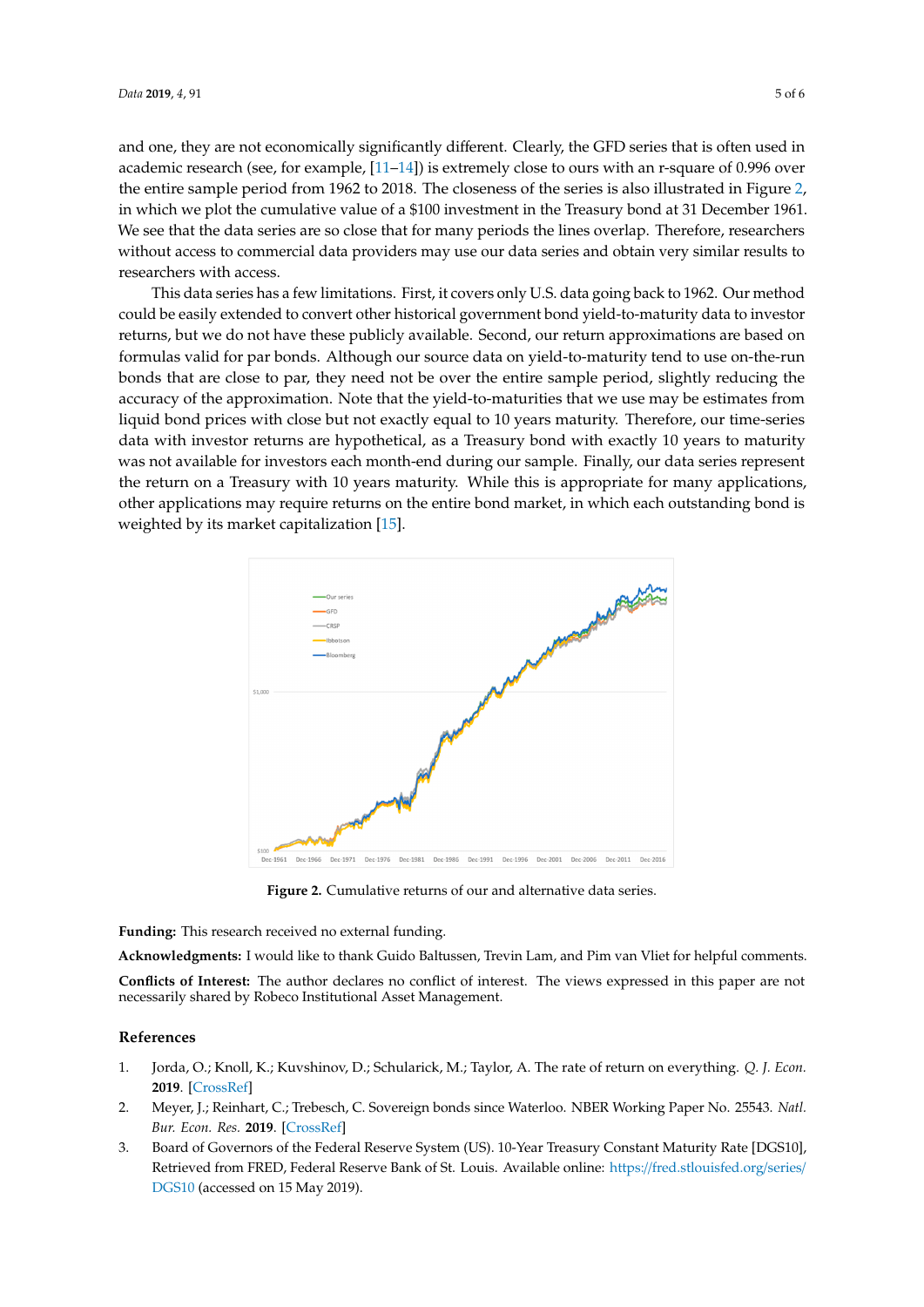and one, they are not economically significantly different. Clearly, the GFD series that is often used in academic research (see, for example, [11–14]) is extremely close to ours with an r-square of 0.996 over the entire sample period from 1962 to 2018. The closeness of the series is also illustrated in Figure 2, in which we plot the cumulative value of a $100 investment in the Treasury bond at 31 December 1961. We see that the data series are so close that for many periods the lines overlap. Therefore, researchers without access to commercial data providers may use our data series and obtain very similar results to researchers with access.

This data series has a few limitations. First, it covers only U.S. data going back to 1962. Our method could be easily extended to convert other historical government bond yield-to-maturity data to investor returns, but we do not have these publicly available. Second, our return approximations are based on formulas valid for par bonds. Although our source data on yield-to-maturity tend to use on-the-run bonds that are close to par, they need not be over the entire sample period, slightly reducing the accuracy of the approximation. Note that the yield-to-maturities that we use may be estimates from liquid bond prices with close but not exactly equal to 10 years maturity. Therefore, our time-series data with investor returns are hypothetical, as a Treasury bond with exactly 10 years to maturity was not available for investors each month-end during our sample. Finally, our data series represent the return on a Treasury with 10 years maturity. While this is appropriate for many applications, other applications may require returns on the entire bond market, in which each outstanding bond is weighted by its market capitalization [15].

**Figure 2.** Cumulative returns of our and alternative data series.

**Funding:** This research received no external funding.

**Acknowledgments:** I would like to thank Guido Baltussen, Trevin Lam, and Pim van Vliet for helpful comments.

**Conflicts of Interest:** The author declares no conflict of interest. The views expressed in this paper are not necessarily shared by Robeco Institutional Asset Management.

## References

1. Jorda, O.; Knoll, K.; Kuvshinov, D.; Schularick, M.; Taylor, A. The rate of return on everything. *Q. J. Econ.* **2019**. [CrossRef]
2. Meyer, J.; Reinhart, C.; Trebesch, C. Sovereign bonds since Waterloo. NBER Working Paper No. 25543. *Natl. Bur. Econ. Res.* **2019**. [CrossRef]
3. Board of Governors of the Federal Reserve System (US). 10-Year Treasury Constant Maturity Rate [DGS10], Retrieved from FRED, Federal Reserve Bank of St. Louis. Available online: https://fred.stlouisfed.org/series/DGS10 (accessed on 15 May 2019).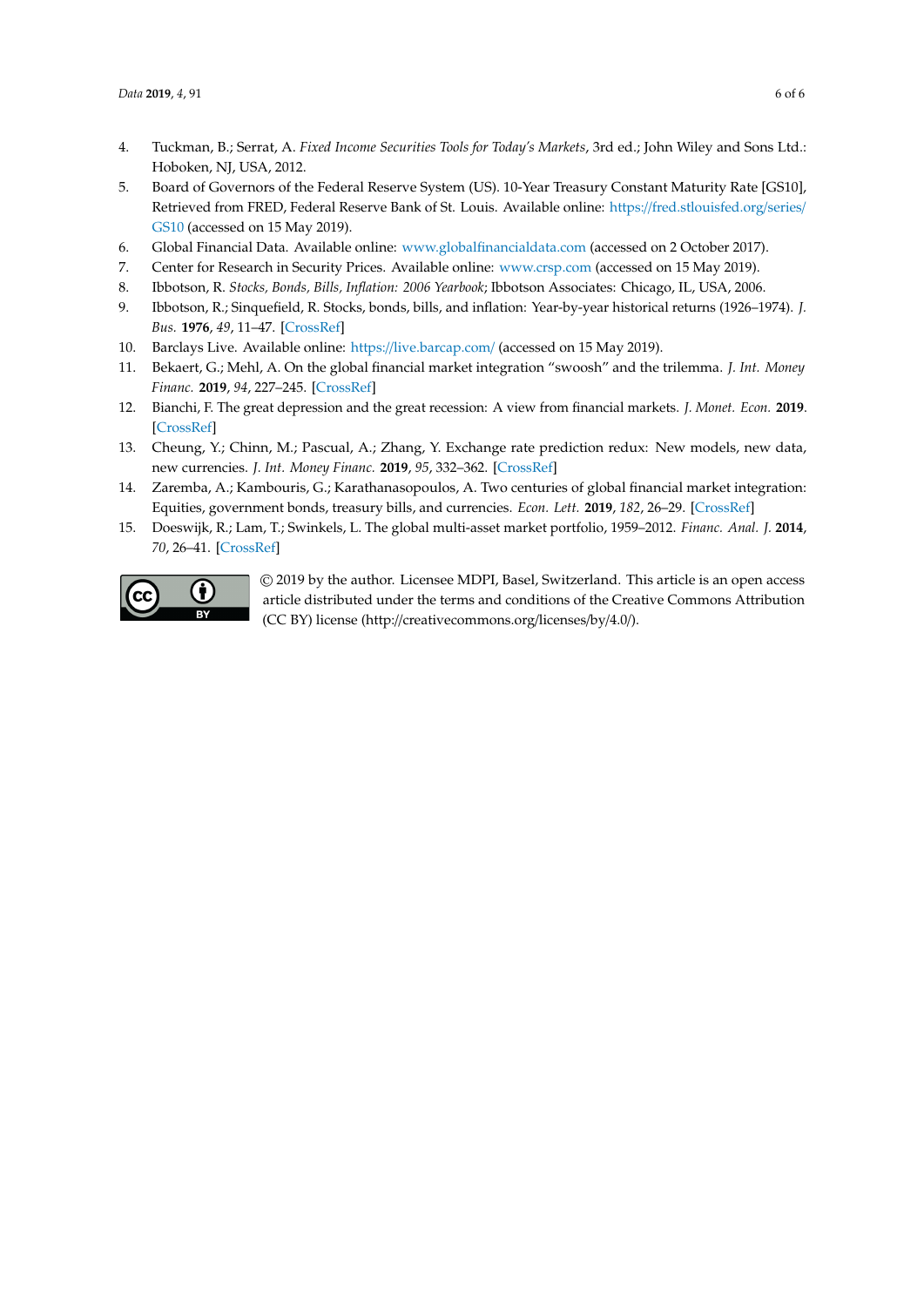4. Tuckman, B.; Serrat, A. *Fixed Income Securities Tools for Today's Markets*, 3rd ed.; John Wiley and Sons Ltd.: Hoboken, NJ, USA, 2012.
5. Board of Governors of the Federal Reserve System (US). 10-Year Treasury Constant Maturity Rate [GS10], Retrieved from FRED, Federal Reserve Bank of St. Louis. Available online: https://fred.stlouisfed.org/series/GS10 (accessed on 15 May 2019).
6. Global Financial Data. Available online: www.globalfinancialdata.com (accessed on 2 October 2017).
7. Center for Research in Security Prices. Available online: www.crsp.com (accessed on 15 May 2019).
8. Ibbotson, R. *Stocks, Bonds, Bills, Inflation: 2006 Yearbook*; Ibbotson Associates: Chicago, IL, USA, 2006.
9. Ibbotson, R.; Sinquefield, R. Stocks, bonds, bills, and inflation: Year-by-year historical returns (1926–1974). *J. Bus.* **1976**, *49*, 11–47. [CrossRef]
10. Barclays Live. Available online: https://live.barcap.com/ (accessed on 15 May 2019).
11. Bekaert, G.; Mehl, A. On the global financial market integration "swoosh" and the trilemma. *J. Int. Money Financ.* **2019**, *94*, 227–245. [CrossRef]
12. Bianchi, F. The great depression and the great recession: A view from financial markets. *J. Monet. Econ.* **2019**. [CrossRef]
13. Cheung, Y.; Chinn, M.; Pascual, A.; Zhang, Y. Exchange rate prediction redux: New models, new data, new currencies. *J. Int. Money Financ.* **2019**, *95*, 332–362. [CrossRef]
14. Zaremba, A.; Kambouris, G.; Karathanasopoulos, A. Two centuries of global financial market integration: Equities, government bonds, treasury bills, and currencies. *Econ. Lett.* **2019**, *182*, 26–29. [CrossRef]
15. Doeswijk, R.; Lam, T.; Swinkels, L. The global multi-asset market portfolio, 1959–2012. *Financ. Anal. J.* **2014**, *70*, 26–41. [CrossRef]

© 2019 by the author. Licensee MDPI, Basel, Switzerland. This article is an open access article distributed under the terms and conditions of the Creative Commons Attribution (CC BY) license (http://creativecommons.org/licenses/by/4.0/).